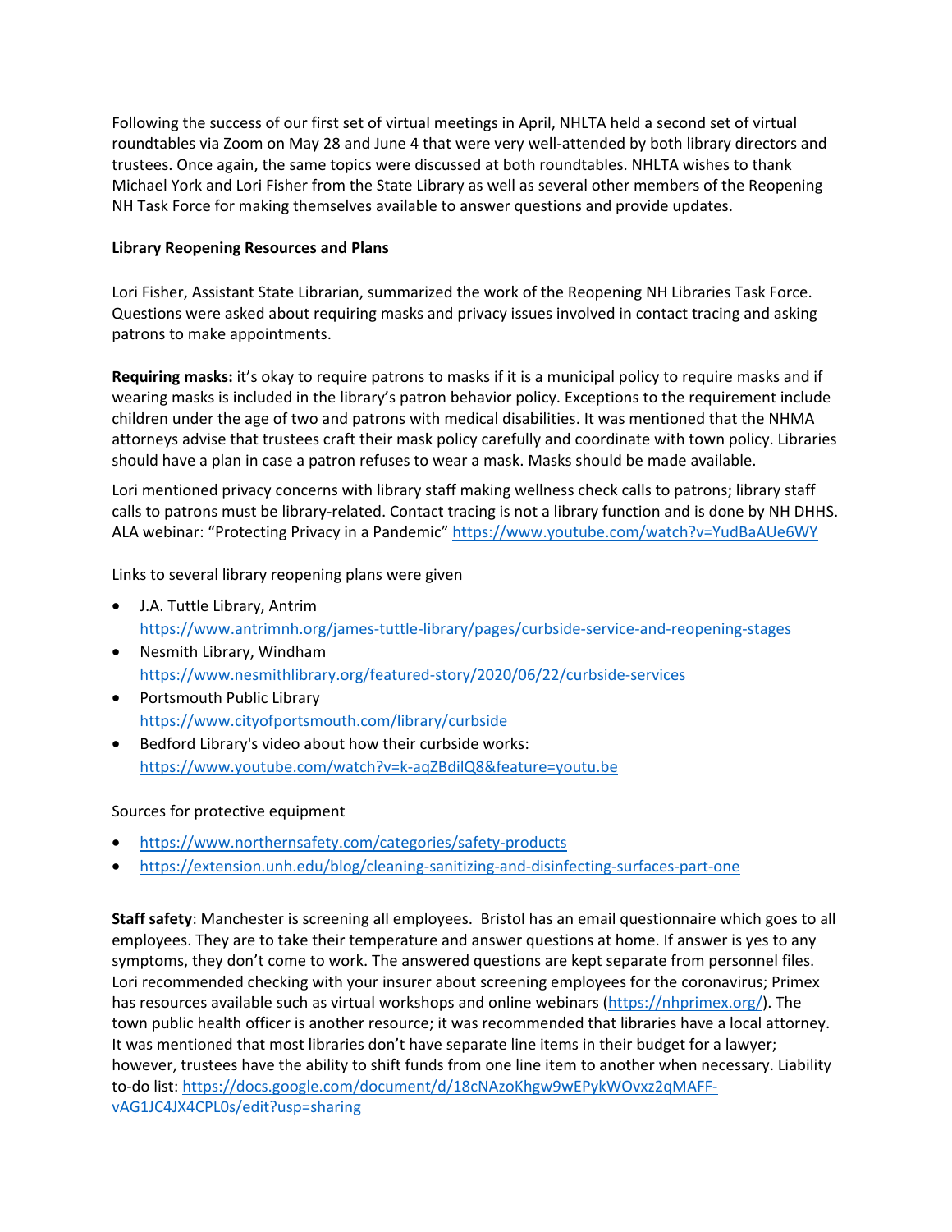Following the success of our first set of virtual meetings in April, NHLTA held a second set of virtual roundtables via Zoom on May 28 and June 4 that were very well-attended by both library directors and trustees. Once again, the same topics were discussed at both roundtables. NHLTA wishes to thank Michael York and Lori Fisher from the State Library as well as several other members of the Reopening NH Task Force for making themselves available to answer questions and provide updates.

**Library Reopening Resources and Plans**

Lori Fisher, Assistant State Librarian, summarized the work of the Reopening NH Libraries Task Force. Questions were asked about requiring masks and privacy issues involved in contact tracing and asking patrons to make appointments.

**Requiring masks:** it's okay to require patrons to masks if it is a municipal policy to require masks and if wearing masks is included in the library's patron behavior policy. Exceptions to the requirement include children under the age of two and patrons with medical disabilities. It was mentioned that the NHMA attorneys advise that trustees craft their mask policy carefully and coordinate with town policy. Libraries should have a plan in case a patron refuses to wear a mask. Masks should be made available.

Lori mentioned privacy concerns with library staff making wellness check calls to patrons; library staff calls to patrons must be library-related. Contact tracing is not a library function and is done by NH DHHS. ALA webinar: "Protecting Privacy in a Pandemic" https://www.youtube.com/watch?v=YudBaAUe6WY

Links to several library reopening plans were given

- J.A. Tuttle Library, Antrim
  https://www.antrimnh.org/james-tuttle-library/pages/curbside-service-and-reopening-stages
- Nesmith Library, Windham
  https://www.nesmithlibrary.org/featured-story/2020/06/22/curbside-services
- Portsmouth Public Library
  https://www.cityofportsmouth.com/library/curbside
- Bedford Library's video about how their curbside works:
  https://www.youtube.com/watch?v=k-aqZBdilQ8&feature=youtu.be

Sources for protective equipment

- https://www.northernsafety.com/categories/safety-products
- https://extension.unh.edu/blog/cleaning-sanitizing-and-disinfecting-surfaces-part-one

**Staff safety**: Manchester is screening all employees. Bristol has an email questionnaire which goes to all employees. They are to take their temperature and answer questions at home. If answer is yes to any symptoms, they don't come to work. The answered questions are kept separate from personnel files. Lori recommended checking with your insurer about screening employees for the coronavirus; Primex has resources available such as virtual workshops and online webinars (https://nhprimex.org/). The town public health officer is another resource; it was recommended that libraries have a local attorney. It was mentioned that most libraries don't have separate line items in their budget for a lawyer; however, trustees have the ability to shift funds from one line item to another when necessary. Liability to-do list: https://docs.google.com/document/d/18cNAzoKhgw9wEPykWOvxz2qMAFF-vAG1JC4JX4CPL0s/edit?usp=sharing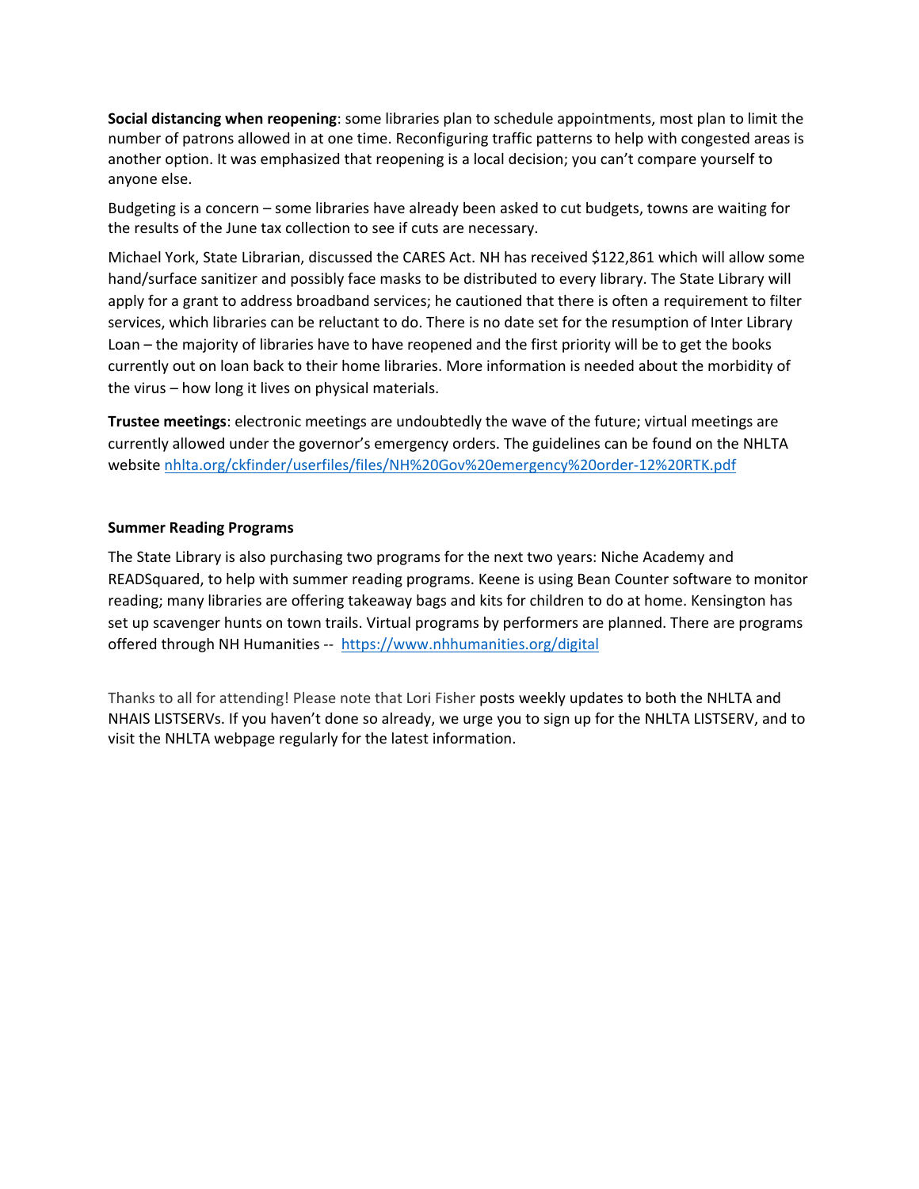**Social distancing when reopening**: some libraries plan to schedule appointments, most plan to limit the number of patrons allowed in at one time. Reconfiguring traffic patterns to help with congested areas is another option. It was emphasized that reopening is a local decision; you can't compare yourself to anyone else.

Budgeting is a concern – some libraries have already been asked to cut budgets, towns are waiting for the results of the June tax collection to see if cuts are necessary.

Michael York, State Librarian, discussed the CARES Act. NH has received $122,861 which will allow some hand/surface sanitizer and possibly face masks to be distributed to every library. The State Library will apply for a grant to address broadband services; he cautioned that there is often a requirement to filter services, which libraries can be reluctant to do. There is no date set for the resumption of Inter Library Loan – the majority of libraries have to have reopened and the first priority will be to get the books currently out on loan back to their home libraries. More information is needed about the morbidity of the virus – how long it lives on physical materials.

**Trustee meetings**: electronic meetings are undoubtedly the wave of the future; virtual meetings are currently allowed under the governor's emergency orders. The guidelines can be found on the NHLTA website nhlta.org/ckfinder/userfiles/files/NH%20Gov%20emergency%20order-12%20RTK.pdf

**Summer Reading Programs**

The State Library is also purchasing two programs for the next two years: Niche Academy and READSquared, to help with summer reading programs. Keene is using Bean Counter software to monitor reading; many libraries are offering takeaway bags and kits for children to do at home. Kensington has set up scavenger hunts on town trails. Virtual programs by performers are planned. There are programs offered through NH Humanities -- https://www.nhhumanities.org/digital

Thanks to all for attending! Please note that Lori Fisher posts weekly updates to both the NHLTA and NHAIS LISTSERVs. If you haven't done so already, we urge you to sign up for the NHLTA LISTSERV, and to visit the NHLTA webpage regularly for the latest information.